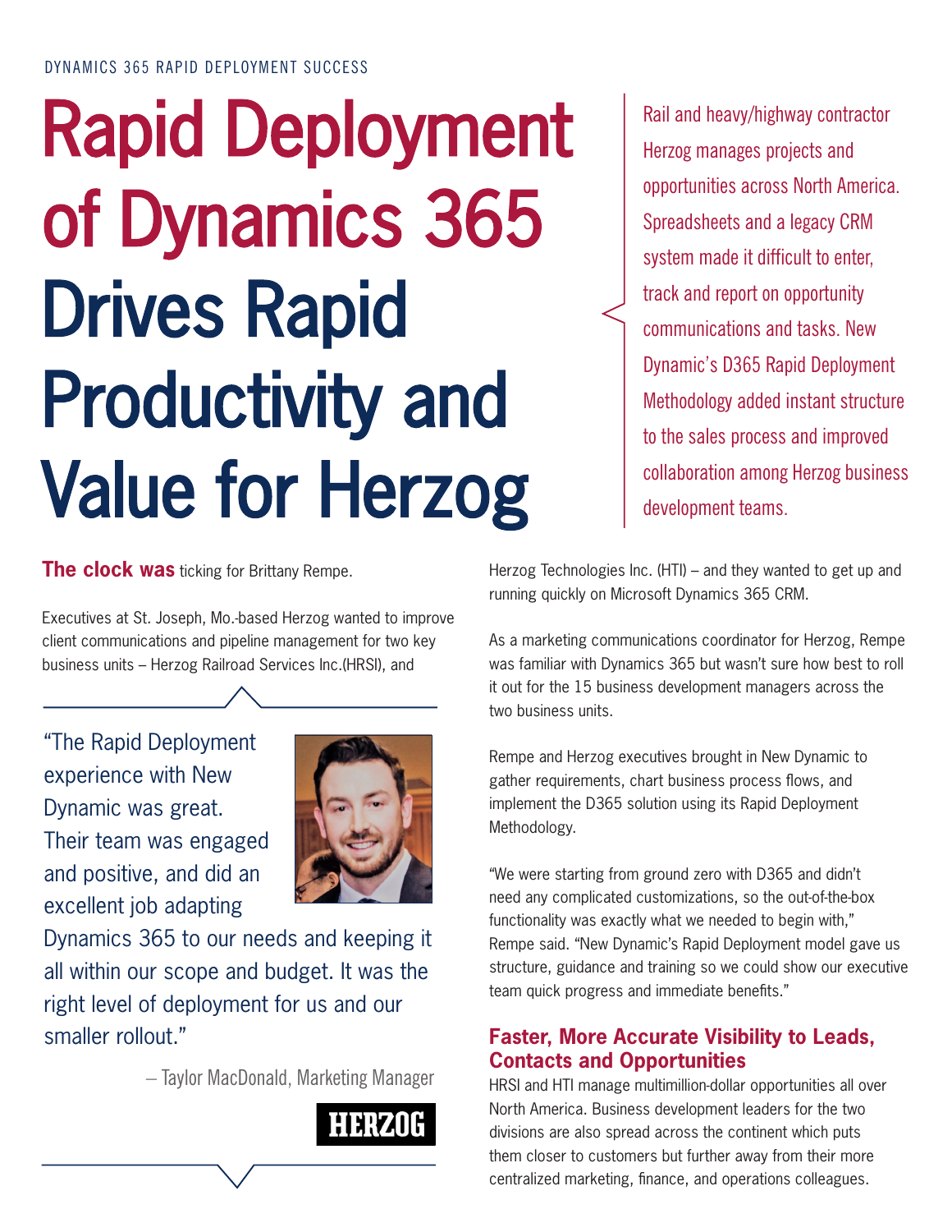DYNAMICS 365 RAPID DEPLOYMENT SUCCESS

# Rapid Deployment of Dynamics 365 Drives Rapid Productivity and Value for Herzog

Rail and heavy/highway contractor Herzog manages projects and opportunities across North America. Spreadsheets and a legacy CRM system made it difficult to enter, track and report on opportunity communications and tasks. New Dynamic's D365 Rapid Deployment Methodology added instant structure to the sales process and improved collaboration among Herzog business development teams.

**The clock was** ticking for Brittany Rempe.

Executives at St. Joseph, Mo.-based Herzog wanted to improve client communications and pipeline management for two key business units – Herzog Railroad Services Inc.(HRSI), and Herzog Technologies Inc. (HTI) – and they wanted to get up and running quickly on Microsoft Dynamics 365 CRM.

> "The Rapid Deployment experience with New Dynamic was great. Their team was engaged and positive, and did an excellent job adapting Dynamics 365 to our needs and keeping it all within our scope and budget. It was the right level of deployment for us and our smaller rollout."
>
> – Taylor MacDonald, Marketing Manager
>
> HERZOG

As a marketing communications coordinator for Herzog, Rempe was familiar with Dynamics 365 but wasn't sure how best to roll it out for the 15 business development managers across the two business units.

Rempe and Herzog executives brought in New Dynamic to gather requirements, chart business process flows, and implement the D365 solution using its Rapid Deployment Methodology.

"We were starting from ground zero with D365 and didn't need any complicated customizations, so the out-of-the-box functionality was exactly what we needed to begin with," Rempe said. "New Dynamic's Rapid Deployment model gave us structure, guidance and training so we could show our executive team quick progress and immediate benefits."

## Faster, More Accurate Visibility to Leads, Contacts and Opportunities

HRSI and HTI manage multimillion-dollar opportunities all over North America. Business development leaders for the two divisions are also spread across the continent which puts them closer to customers but further away from their more centralized marketing, finance, and operations colleagues.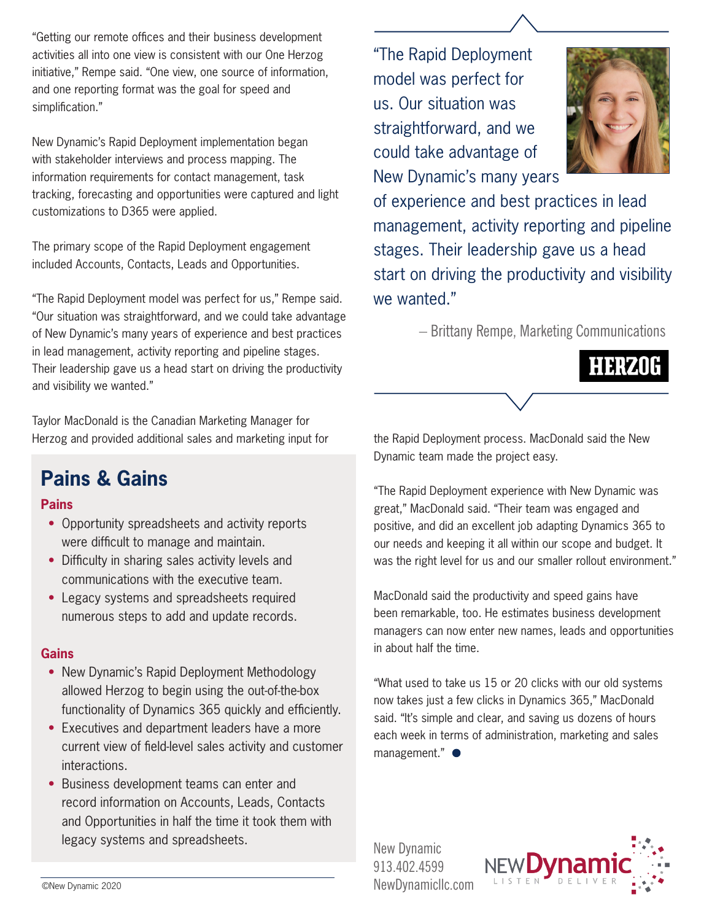"Getting our remote offices and their business development activities all into one view is consistent with our One Herzog initiative," Rempe said. "One view, one source of information, and one reporting format was the goal for speed and simplification."

New Dynamic's Rapid Deployment implementation began with stakeholder interviews and process mapping. The information requirements for contact management, task tracking, forecasting and opportunities were captured and light customizations to D365 were applied.

The primary scope of the Rapid Deployment engagement included Accounts, Contacts, Leads and Opportunities.

"The Rapid Deployment model was perfect for us," Rempe said. "Our situation was straightforward, and we could take advantage of New Dynamic's many years of experience and best practices in lead management, activity reporting and pipeline stages. Their leadership gave us a head start on driving the productivity and visibility we wanted."

Taylor MacDonald is the Canadian Marketing Manager for Herzog and provided additional sales and marketing input for the Rapid Deployment process. MacDonald said the New Dynamic team made the project easy.

"The Rapid Deployment experience with New Dynamic was great," MacDonald said. "Their team was engaged and positive, and did an excellent job adapting Dynamics 365 to our needs and keeping it all within our scope and budget. It was the right level for us and our smaller rollout environment."

MacDonald said the productivity and speed gains have been remarkable, too. He estimates business development managers can now enter new names, leads and opportunities in about half the time.

"What used to take us 15 or 20 clicks with our old systems now takes just a few clicks in Dynamics 365," MacDonald said. "It's simple and clear, and saving us dozens of hours each week in terms of administration, marketing and sales management."

> "The Rapid Deployment model was perfect for us. Our situation was straightforward, and we could take advantage of New Dynamic's many years of experience and best practices in lead management, activity reporting and pipeline stages. Their leadership gave us a head start on driving the productivity and visibility we wanted."
>
> – Brittany Rempe, Marketing Communications
>
> HERZOG

## Pains & Gains

### Pains

- Opportunity spreadsheets and activity reports were difficult to manage and maintain.
- Difficulty in sharing sales activity levels and communications with the executive team.
- Legacy systems and spreadsheets required numerous steps to add and update records.

### Gains

- New Dynamic's Rapid Deployment Methodology allowed Herzog to begin using the out-of-the-box functionality of Dynamics 365 quickly and efficiently.
- Executives and department leaders have a more current view of field-level sales activity and customer interactions.
- Business development teams can enter and record information on Accounts, Leads, Contacts and Opportunities in half the time it took them with legacy systems and spreadsheets.

©New Dynamic 2020

New Dynamic
913.402.4599
NewDynamicllc.com

NEW Dynamic — LISTEN DELIVER